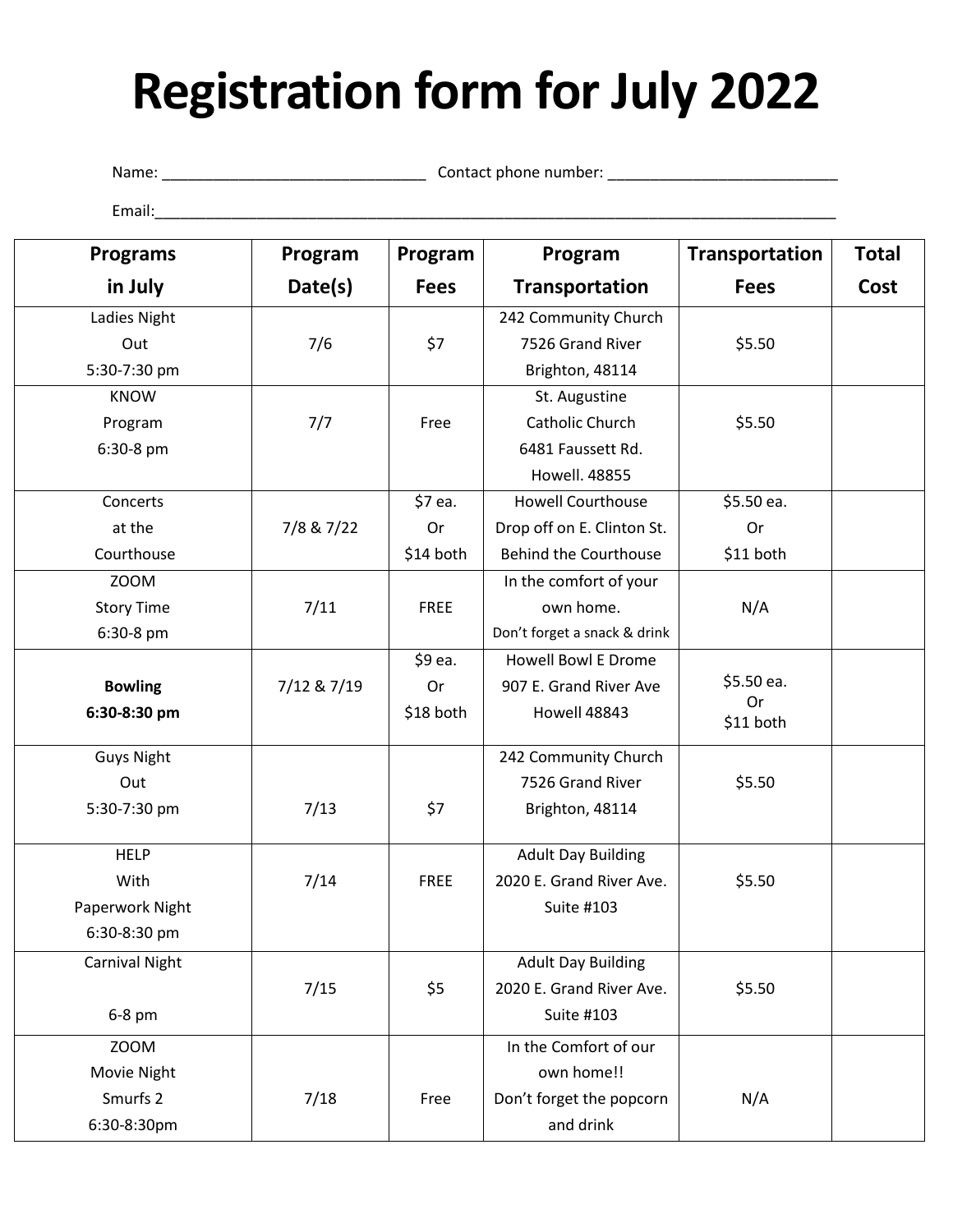# Registration form for July 2022

Name: _______________________________ Contact phone number: ___________________________

Email:_________________________________________________________________________________

| Programs in July | Program Date(s) | Program Fees | Program Transportation | Transportation Fees | Total Cost |
|---|---|---|---|---|---|
| Ladies Night Out 5:30-7:30 pm | 7/6 | $7 | 242 Community Church 7526 Grand River Brighton, 48114 | $5.50 | |
| KNOW Program 6:30-8 pm | 7/7 | Free | St. Augustine Catholic Church 6481 Faussett Rd. Howell. 48855 | $5.50 | |
| Concerts at the Courthouse | 7/8 & 7/22 | $7 ea. Or $14 both | Howell Courthouse Drop off on E. Clinton St. Behind the Courthouse | $5.50 ea. Or $11 both | |
| ZOOM Story Time 6:30-8 pm | 7/11 | FREE | In the comfort of your own home. Don't forget a snack & drink | N/A | |
| **Bowling 6:30-8:30 pm** | 7/12 & 7/19 | $9 ea. Or $18 both | Howell Bowl E Drome 907 E. Grand River Ave Howell 48843 | $5.50 ea. Or $11 both | |
| Guys Night Out 5:30-7:30 pm | 7/13 | $7 | 242 Community Church 7526 Grand River Brighton, 48114 | $5.50 | |
| HELP With Paperwork Night 6:30-8:30 pm | 7/14 | FREE | Adult Day Building 2020 E. Grand River Ave. Suite #103 | $5.50 | |
| Carnival Night 6-8 pm | 7/15 | $5 | Adult Day Building 2020 E. Grand River Ave. Suite #103 | $5.50 | |
| ZOOM Movie Night Smurfs 2 6:30-8:30pm | 7/18 | Free | In the Comfort of our own home!! Don't forget the popcorn and drink | N/A | |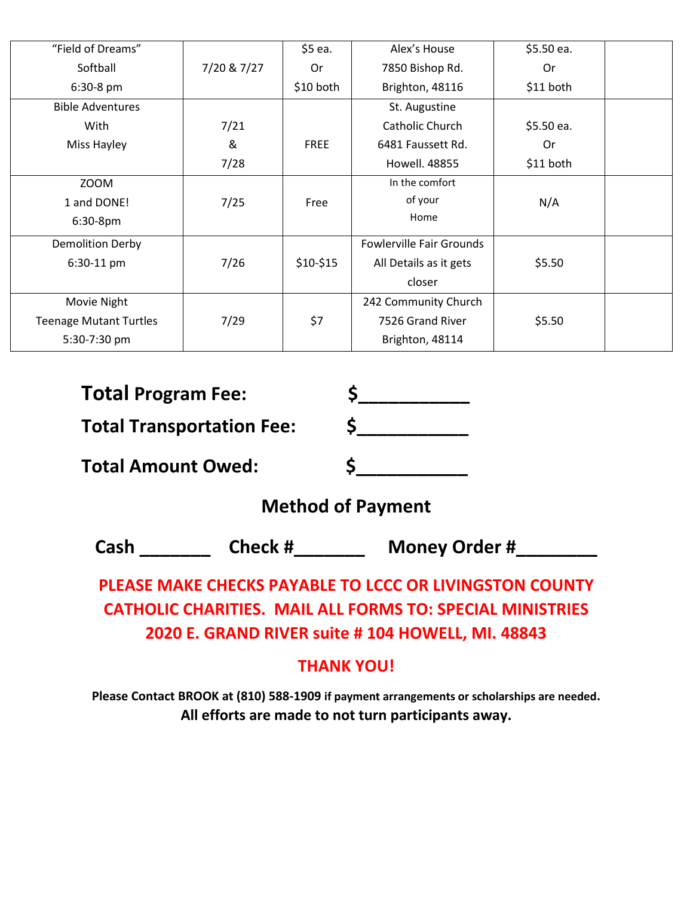| | | | | | |
|---|---|---|---|---|---|
| "Field of Dreams" Softball 6:30-8 pm | 7/20 & 7/27 | $5 ea. Or $10 both | Alex's House 7850 Bishop Rd. Brighton, 48116 | $5.50 ea. Or $11 both | |
| Bible Adventures With Miss Hayley | 7/21 & 7/28 | FREE | St. Augustine Catholic Church 6481 Faussett Rd. Howell. 48855 | $5.50 ea. Or $11 both | |
| ZOOM 1 and DONE! 6:30-8pm | 7/25 | Free | In the comfort of your Home | N/A | |
| Demolition Derby 6:30-11 pm | 7/26 | $10-$15 | Fowlerville Fair Grounds All Details as it gets closer | $5.50 | |
| Movie Night Teenage Mutant Turtles 5:30-7:30 pm | 7/29 | $7 | 242 Community Church 7526 Grand River Brighton, 48114 | $5.50 | |

**Total Program Fee:** $__________

**Total Transportation Fee:** $__________

**Total Amount Owed:** $__________

## Method of Payment

**Cash _______ Check #_______ Money Order #________**

**PLEASE MAKE CHECKS PAYABLE TO LCCC OR LIVINGSTON COUNTY CATHOLIC CHARITIES. MAIL ALL FORMS TO: SPECIAL MINISTRIES 2020 E. GRAND RIVER suite # 104 HOWELL, MI. 48843**

**THANK YOU!**

**Please Contact BROOK at (810) 588-1909 if payment arrangements or scholarships are needed.**

**All efforts are made to not turn participants away.**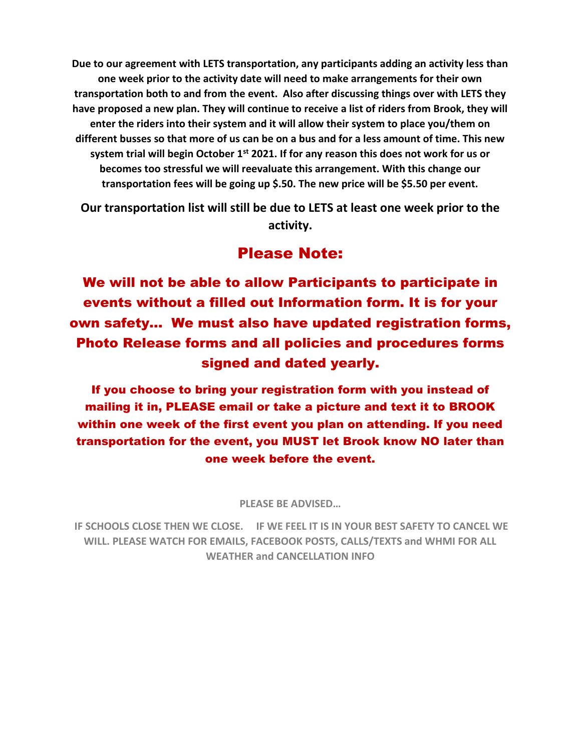**Due to our agreement with LETS transportation, any participants adding an activity less than one week prior to the activity date will need to make arrangements for their own transportation both to and from the event. Also after discussing things over with LETS they have proposed a new plan. They will continue to receive a list of riders from Brook, they will enter the riders into their system and it will allow their system to place you/them on different busses so that more of us can be on a bus and for a less amount of time. This new system trial will begin October 1st 2021. If for any reason this does not work for us or becomes too stressful we will reevaluate this arrangement. With this change our transportation fees will be going up $.50. The new price will be $5.50 per event.**

**Our transportation list will still be due to LETS at least one week prior to the activity.**

## Please Note:

**We will not be able to allow Participants to participate in events without a filled out Information form. It is for your own safety… We must also have updated registration forms, Photo Release forms and all policies and procedures forms signed and dated yearly.**

**If you choose to bring your registration form with you instead of mailing it in, PLEASE email or take a picture and text it to BROOK within one week of the first event you plan on attending. If you need transportation for the event, you MUST let Brook know NO later than one week before the event.**

**PLEASE BE ADVISED…**

**IF SCHOOLS CLOSE THEN WE CLOSE. IF WE FEEL IT IS IN YOUR BEST SAFETY TO CANCEL WE WILL. PLEASE WATCH FOR EMAILS, FACEBOOK POSTS, CALLS/TEXTS and WHMI FOR ALL WEATHER and CANCELLATION INFO**